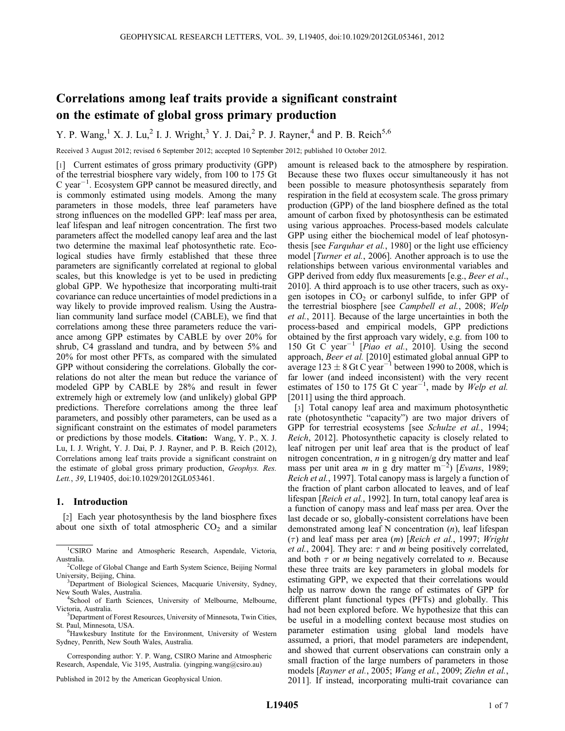# Correlations among leaf traits provide a significant constraint on the estimate of global gross primary production

Y. P. Wang,[1] X. J. Lu,[2] I. J. Wright,[3] Y. J. Dai,[2] P. J. Rayner,[4] and P. B. Reich[5,6]

Received 3 August 2012; revised 6 September 2012; accepted 10 September 2012; published 10 October 2012.

[1] Current estimates of gross primary productivity (GPP) of the terrestrial biosphere vary widely, from 100 to 175 Gt C year$^{-1}$. Ecosystem GPP cannot be measured directly, and is commonly estimated using models. Among the many parameters in those models, three leaf parameters have strong influences on the modelled GPP: leaf mass per area, leaf lifespan and leaf nitrogen concentration. The first two parameters affect the modelled canopy leaf area and the last two determine the maximal leaf photosynthetic rate. Ecological studies have firmly established that these three parameters are significantly correlated at regional to global scales, but this knowledge is yet to be used in predicting global GPP. We hypothesize that incorporating multi-trait covariance can reduce uncertainties of model predictions in a way likely to provide improved realism. Using the Australian community land surface model (CABLE), we find that correlations among these three parameters reduce the variance among GPP estimates by CABLE by over 20% for shrub, C4 grassland and tundra, and by between 5% and 20% for most other PFTs, as compared with the simulated GPP without considering the correlations. Globally the correlations do not alter the mean but reduce the variance of modeled GPP by CABLE by 28% and result in fewer extremely high or extremely low (and unlikely) global GPP predictions. Therefore correlations among the three leaf parameters, and possibly other parameters, can be used as a significant constraint on the estimates of model parameters or predictions by those models. **Citation:** Wang, Y. P., X. J. Lu, I. J. Wright, Y. J. Dai, P. J. Rayner, and P. B. Reich (2012), Correlations among leaf traits provide a significant constraint on the estimate of global gross primary production, *Geophys. Res. Lett.*, *39*, L19405, doi:10.1029/2012GL053461.

## 1. Introduction

[2] Each year photosynthesis by the land biosphere fixes about one sixth of total atmospheric $CO_2$ and a similar amount is released back to the atmosphere by respiration. Because these two fluxes occur simultaneously it has not been possible to measure photosynthesis separately from respiration in the field at ecosystem scale. The gross primary production (GPP) of the land biosphere defined as the total amount of carbon fixed by photosynthesis can be estimated using various approaches. Process-based models calculate GPP using either the biochemical model of leaf photosynthesis [see *Farquhar et al.*, 1980] or the light use efficiency model [*Turner et al.*, 2006]. Another approach is to use the relationships between various environmental variables and GPP derived from eddy flux measurements [e.g., *Beer et al*., 2010]. A third approach is to use other tracers, such as oxygen isotopes in $CO_2$ or carbonyl sulfide, to infer GPP of the terrestrial biosphere [see *Campbell et al.*, 2008; *Welp et al.*, 2011]. Because of the large uncertainties in both the process-based and empirical models, GPP predictions obtained by the first approach vary widely, e.g. from 100 to 150 Gt C year$^{-1}$ [*Piao et al.*, 2010]. Using the second approach, *Beer et al.* [2010] estimated global annual GPP to average $123 \pm 8$ Gt C year$^{-1}$ between 1990 to 2008, which is far lower (and indeed inconsistent) with the very recent estimates of 150 to 175 Gt C year$^{-1}$, made by *Welp et al.* [2011] using the third approach.

[3] Total canopy leaf area and maximum photosynthetic rate (photosynthetic "capacity") are two major drivers of GPP for terrestrial ecosystems [see *Schulze et al.*, 1994; *Reich*, 2012]. Photosynthetic capacity is closely related to leaf nitrogen per unit leaf area that is the product of leaf nitrogen concentration, $n$ in g nitrogen/g dry matter and leaf mass per unit area $m$ in g dry matter m$^{-2}$) [*Evans*, 1989; *Reich et al.*, 1997]. Total canopy mass is largely a function of the fraction of plant carbon allocated to leaves, and of leaf lifespan [*Reich et al.*, 1992]. In turn, total canopy leaf area is a function of canopy mass and leaf mass per area. Over the last decade or so, globally-consistent correlations have been demonstrated among leaf N concentration ($n$), leaf lifespan ($\tau$) and leaf mass per area ($m$) [*Reich et al.*, 1997; *Wright et al.*, 2004]. They are: $\tau$ and $m$ being positively correlated, and both $\tau$ or $m$ being negatively correlated to $n$. Because these three traits are key parameters in global models for estimating GPP, we expected that their correlations would help us narrow down the range of estimates of GPP for different plant functional types (PFTs) and globally. This had not been explored before. We hypothesize that this can be useful in a modelling context because most studies on parameter estimation using global land models have assumed, a priori, that model parameters are independent, and showed that current observations can constrain only a small fraction of the large numbers of parameters in those models [*Rayner et al.*, 2005; *Wang et al.*, 2009; *Ziehn et al.*, 2011]. If instead, incorporating multi-trait covariance can

---

[1] CSIRO Marine and Atmospheric Research, Aspendale, Victoria, Australia.

[2] College of Global Change and Earth System Science, Beijing Normal University, Beijing, China.

[3] Department of Biological Sciences, Macquarie University, Sydney, New South Wales, Australia.

[4] School of Earth Sciences, University of Melbourne, Melbourne, Victoria, Australia.

[5] Department of Forest Resources, University of Minnesota, Twin Cities, St. Paul, Minnesota, USA.

[6] Hawkesbury Institute for the Environment, University of Western Sydney, Penrith, New South Wales, Australia.

Corresponding author: Y. P. Wang, CSIRO Marine and Atmospheric Research, Aspendale, Vic 3195, Australia. (yingping.wang@csiro.au)

Published in 2012 by the American Geophysical Union.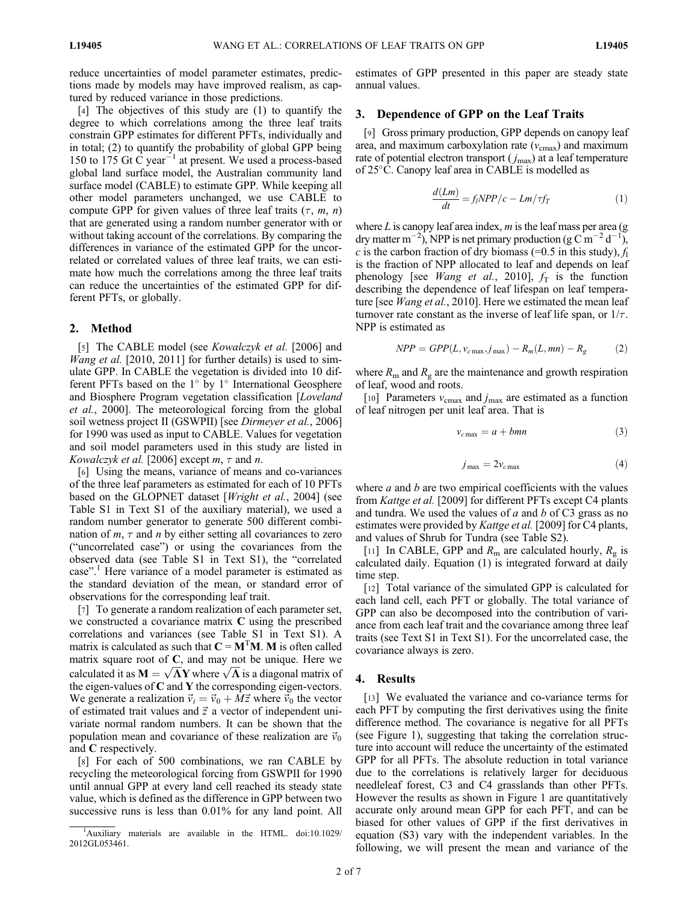reduce uncertainties of model parameter estimates, predictions made by models may have improved realism, as captured by reduced variance in those predictions.

[4] The objectives of this study are (1) to quantify the degree to which correlations among the three leaf traits constrain GPP estimates for different PFTs, individually and in total; (2) to quantify the probability of global GPP being 150 to 175 Gt C year$^{-1}$ at present. We used a process-based global land surface model, the Australian community land surface model (CABLE) to estimate GPP. While keeping all other model parameters unchanged, we use CABLE to compute GPP for given values of three leaf traits ($\tau$, $m$, $n$) that are generated using a random number generator with or without taking account of the correlations. By comparing the differences in variance of the estimated GPP for the uncorrelated or correlated values of three leaf traits, we can estimate how much the correlations among the three leaf traits can reduce the uncertainties of the estimated GPP for different PFTs, or globally.

## 2. Method

[5] The CABLE model (see *Kowalczyk et al.* [2006] and *Wang et al.* [2010, 2011] for further details) is used to simulate GPP. In CABLE the vegetation is divided into 10 different PFTs based on the 1° by 1° International Geosphere and Biosphere Program vegetation classification [*Loveland et al.*, 2000]. The meteorological forcing from the global soil wetness project II (GSWPII) [see *Dirmeyer et al.*, 2006] for 1990 was used as input to CABLE. Values for vegetation and soil model parameters used in this study are listed in *Kowalczyk et al.* [2006] except $m$, $\tau$ and $n$.

[6] Using the means, variance of means and co-variances of the three leaf parameters as estimated for each of 10 PFTs based on the GLOPNET dataset [*Wright et al.*, 2004] (see Table S1 in Text S1 of the auxiliary material), we used a random number generator to generate 500 different combination of $m$, $\tau$ and $n$ by either setting all covariances to zero ("uncorrelated case") or using the covariances from the observed data (see Table S1 in Text S1), the "correlated case".[1] Here variance of a model parameter is estimated as the standard deviation of the mean, or standard error of observations for the corresponding leaf trait.

[7] To generate a random realization of each parameter set, we constructed a covariance matrix **C** using the prescribed correlations and variances (see Table S1 in Text S1). A matrix is calculated as such that $\mathbf{C} = \mathbf{M}^{\mathrm{T}}\mathbf{M}$. **M** is often called matrix square root of **C**, and may not be unique. Here we calculated it as $\mathbf{M} = \sqrt{\mathbf{\Lambda}}\mathbf{Y}$ where $\sqrt{\mathbf{\Lambda}}$ is a diagonal matrix of the eigen-values of **C** and **Y** the corresponding eigen-vectors. We generate a realization $\vec{v}_i = \vec{v}_0 + M\vec{z}$ where $\vec{v}_0$ the vector of estimated trait values and $\vec{z}$ a vector of independent univariate normal random numbers. It can be shown that the population mean and covariance of these realization are $\vec{v}_0$ and **C** respectively.

[8] For each of 500 combinations, we ran CABLE by recycling the meteorological forcing from GSWPII for 1990 until annual GPP at every land cell reached its steady state value, which is defined as the difference in GPP between two successive runs is less than 0.01% for any land point. All estimates of GPP presented in this paper are steady state annual values.

[1] Auxiliary materials are available in the HTML. doi:10.1029/2012GL053461.

## 3. Dependence of GPP on the Leaf Traits

[9] Gross primary production, GPP depends on canopy leaf area, and maximum carboxylation rate ($v_{cmax}$) and maximum rate of potential electron transport ($j_{max}$) at a leaf temperature of 25°C. Canopy leaf area in CABLE is modelled as

$$\frac{d(Lm)}{dt} = f_l NPP/c - Lm/\tau f_T \tag{1}$$

where $L$ is canopy leaf area index, $m$ is the leaf mass per area (g dry matter m$^{-2}$), NPP is net primary production (g C m$^{-2}$ d$^{-1}$), $c$ is the carbon fraction of dry biomass (=0.5 in this study), $f_l$ is the fraction of NPP allocated to leaf and depends on leaf phenology [see *Wang et al.*, 2010], $f_T$ is the function describing the dependence of leaf lifespan on leaf temperature [see *Wang et al.*, 2010]. Here we estimated the mean leaf turnover rate constant as the inverse of leaf life span, or $1/\tau$. NPP is estimated as

$$NPP = GPP(L, v_{c\max}, j_{\max}) - R_m(L, mn) - R_g \tag{2}$$

where $R_m$ and $R_g$ are the maintenance and growth respiration of leaf, wood and roots.

[10] Parameters $v_{cmax}$ and $j_{max}$ are estimated as a function of leaf nitrogen per unit leaf area. That is

$$v_{c\max} = a + bmn \tag{3}$$

$$j_{\max} = 2v_{c\max} \tag{4}$$

where $a$ and $b$ are two empirical coefficients with the values from *Kattge et al.* [2009] for different PFTs except C4 plants and tundra. We used the values of $a$ and $b$ of C3 grass as no estimates were provided by *Kattge et al.* [2009] for C4 plants, and values of Shrub for Tundra (see Table S2).

[11] In CABLE, GPP and $R_m$ are calculated hourly, $R_g$ is calculated daily. Equation (1) is integrated forward at daily time step.

[12] Total variance of the simulated GPP is calculated for each land cell, each PFT or globally. The total variance of GPP can also be decomposed into the contribution of variance from each leaf trait and the covariance among three leaf traits (see Text S1 in Text S1). For the uncorrelated case, the covariance always is zero.

## 4. Results

[13] We evaluated the variance and co-variance terms for each PFT by computing the first derivatives using the finite difference method. The covariance is negative for all PFTs (see Figure 1), suggesting that taking the correlation structure into account will reduce the uncertainty of the estimated GPP for all PFTs. The absolute reduction in total variance due to the correlations is relatively larger for deciduous needleleaf forest, C3 and C4 grasslands than other PFTs. However the results as shown in Figure 1 are quantitatively accurate only around mean GPP for each PFT, and can be biased for other values of GPP if the first derivatives in equation (S3) vary with the independent variables. In the following, we will present the mean and variance of the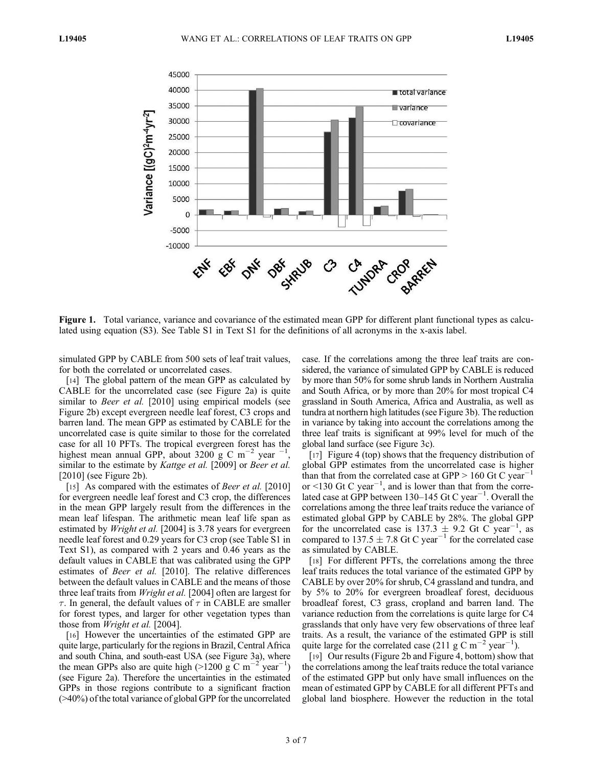Figure 1. Total variance, variance and covariance of the estimated mean GPP for different plant functional types as calculated using equation (S3). See Table S1 in Text S1 for the definitions of all acronyms in the x-axis label.

simulated GPP by CABLE from 500 sets of leaf trait values, for both the correlated or uncorrelated cases.

[14] The global pattern of the mean GPP as calculated by CABLE for the uncorrelated case (see Figure 2a) is quite similar to *Beer et al.* [2010] using empirical models (see Figure 2b) except evergreen needle leaf forest, C3 crops and barren land. The mean GPP as estimated by CABLE for the uncorrelated case is quite similar to those for the correlated case for all 10 PFTs. The tropical evergreen forest has the highest mean annual GPP, about 3200 g C $m^{-2}$ year $^{-1}$, similar to the estimate by *Kattge et al.* [2009] or *Beer et al.* [2010] (see Figure 2b).

[15] As compared with the estimates of *Beer et al.* [2010] for evergreen needle leaf forest and C3 crop, the differences in the mean GPP largely result from the differences in the mean leaf lifespan. The arithmetic mean leaf life span as estimated by *Wright et al.* [2004] is 3.78 years for evergreen needle leaf forest and 0.29 years for C3 crop (see Table S1 in Text S1), as compared with 2 years and 0.46 years as the default values in CABLE that was calibrated using the GPP estimates of *Beer et al.* [2010]. The relative differences between the default values in CABLE and the means of those three leaf traits from *Wright et al.* [2004] often are largest for $\tau$. In general, the default values of $\tau$ in CABLE are smaller for forest types, and larger for other vegetation types than those from *Wright et al.* [2004].

[16] However the uncertainties of the estimated GPP are quite large, particularly for the regions in Brazil, Central Africa and south China, and south-east USA (see Figure 3a), where the mean GPPs also are quite high (>1200 g C $m^{-2}$ $year^{-1}$) (see Figure 2a). Therefore the uncertainties in the estimated GPPs in those regions contribute to a significant fraction (>40%) of the total variance of global GPP for the uncorrelated case. If the correlations among the three leaf traits are considered, the variance of simulated GPP by CABLE is reduced by more than 50% for some shrub lands in Northern Australia and South Africa, or by more than 20% for most tropical C4 grassland in South America, Africa and Australia, as well as tundra at northern high latitudes (see Figure 3b). The reduction in variance by taking into account the correlations among the three leaf traits is significant at 99% level for much of the global land surface (see Figure 3c).

[17] Figure 4 (top) shows that the frequency distribution of global GPP estimates from the uncorrelated case is higher than that from the correlated case at GPP > 160 Gt C $year^{-1}$ or <130 Gt C $year^{-1}$, and is lower than that from the correlated case at GPP between 130–145 Gt C $year^{-1}$. Overall the correlations among the three leaf traits reduce the variance of estimated global GPP by CABLE by 28%. The global GPP for the uncorrelated case is 137.3 $\pm$ 9.2 Gt C $year^{-1}$, as compared to 137.5 $\pm$ 7.8 Gt C $year^{-1}$ for the correlated case as simulated by CABLE.

[18] For different PFTs, the correlations among the three leaf traits reduces the total variance of the estimated GPP by CABLE by over 20% for shrub, C4 grassland and tundra, and by 5% to 20% for evergreen broadleaf forest, deciduous broadleaf forest, C3 grass, cropland and barren land. The variance reduction from the correlations is quite large for C4 grasslands that only have very few observations of three leaf traits. As a result, the variance of the estimated GPP is still quite large for the correlated case (211 g C $m^{-2}$ $year^{-1}$).

[19] Our results (Figure 2b and Figure 4, bottom) show that the correlations among the leaf traits reduce the total variance of the estimated GPP but only have small influences on the mean of estimated GPP by CABLE for all different PFTs and global land biosphere. However the reduction in the total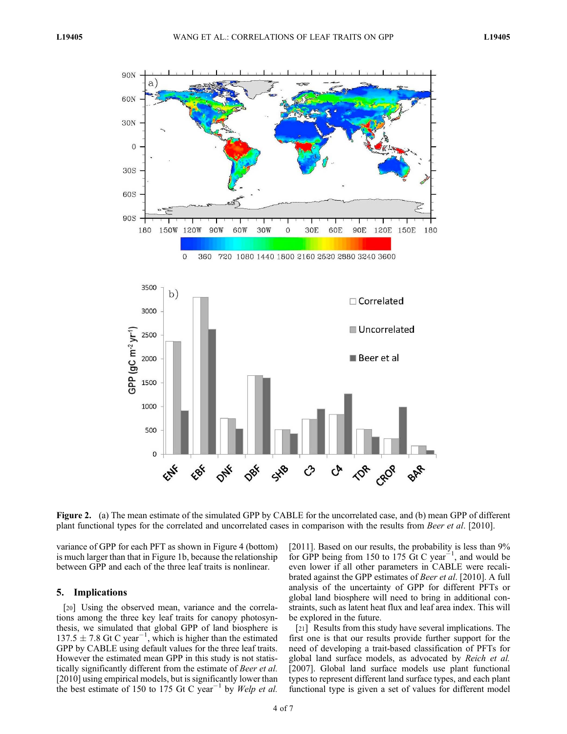Figure 2. (a) The mean estimate of the simulated GPP by CABLE for the uncorrelated case, and (b) mean GPP of different plant functional types for the correlated and uncorrelated cases in comparison with the results from *Beer et al.* [2010].

variance of GPP for each PFT as shown in Figure 4 (bottom) is much larger than that in Figure 1b, because the relationship between GPP and each of the three leaf traits is nonlinear.

## 5. Implications

[20] Using the observed mean, variance and the correlations among the three key leaf traits for canopy photosynthesis, we simulated that global GPP of land biosphere is $137.5 \pm 7.8$ Gt C year$^{-1}$, which is higher than the estimated GPP by CABLE using default values for the three leaf traits. However the estimated mean GPP in this study is not statistically significantly different from the estimate of *Beer et al.* [2010] using empirical models, but is significantly lower than the best estimate of 150 to 175 Gt C year$^{-1}$ by *Welp et al.* [2011]. Based on our results, the probability is less than 9% for GPP being from 150 to 175 Gt C year$^{-1}$, and would be even lower if all other parameters in CABLE were recalibrated against the GPP estimates of *Beer et al.* [2010]. A full analysis of the uncertainty of GPP for different PFTs or global land biosphere will need to bring in additional constraints, such as latent heat flux and leaf area index. This will be explored in the future.

[21] Results from this study have several implications. The first one is that our results provide further support for the need of developing a trait-based classification of PFTs for global land surface models, as advocated by *Reich et al.* [2007]. Global land surface models use plant functional types to represent different land surface types, and each plant functional type is given a set of values for different model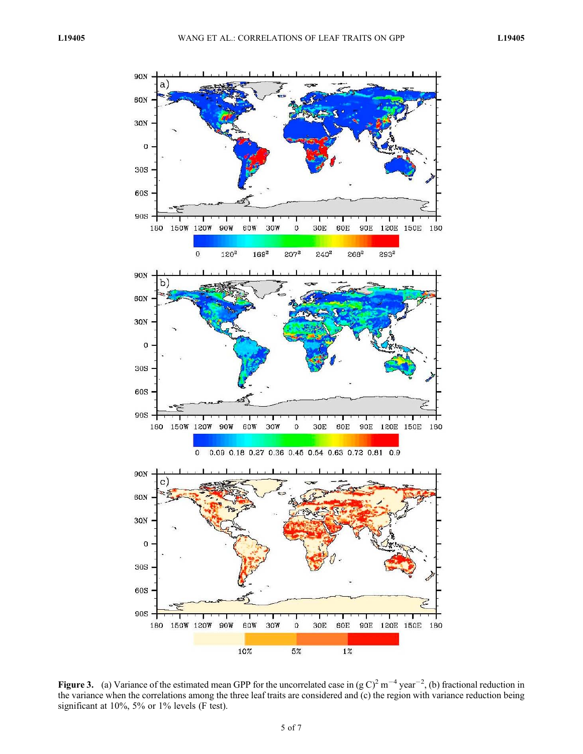**Figure 3.** (a) Variance of the estimated mean GPP for the uncorrelated case in $(\text{g C})^2\ \text{m}^{-4}\ \text{year}^{-2}$, (b) fractional reduction in the variance when the correlations among the three leaf traits are considered and (c) the region with variance reduction being significant at 10%, 5% or 1% levels (F test).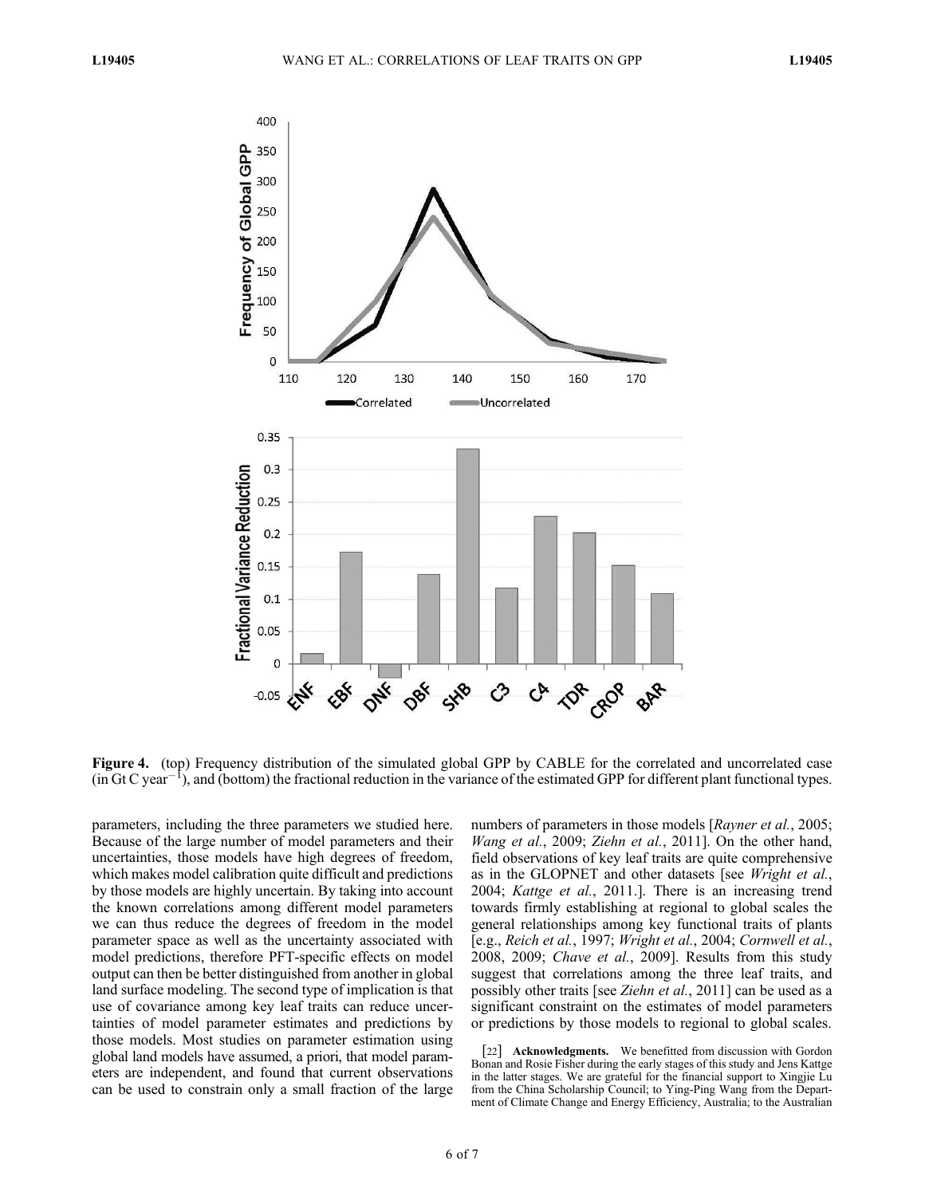**Figure 4.** (top) Frequency distribution of the simulated global GPP by CABLE for the correlated and uncorrelated case (in Gt C year$^{-1}$), and (bottom) the fractional reduction in the variance of the estimated GPP for different plant functional types.

parameters, including the three parameters we studied here. Because of the large number of model parameters and their uncertainties, those models have high degrees of freedom, which makes model calibration quite difficult and predictions by those models are highly uncertain. By taking into account the known correlations among different model parameters we can thus reduce the degrees of freedom in the model parameter space as well as the uncertainty associated with model predictions, therefore PFT-specific effects on model output can then be better distinguished from another in global land surface modeling. The second type of implication is that use of covariance among key leaf traits can reduce uncertainties of model parameter estimates and predictions by those models. Most studies on parameter estimation using global land models have assumed, a priori, that model parameters are independent, and found that current observations can be used to constrain only a small fraction of the large numbers of parameters in those models [*Rayner et al.*, 2005; *Wang et al.*, 2009; *Ziehn et al.*, 2011]. On the other hand, field observations of key leaf traits are quite comprehensive as in the GLOPNET and other datasets [see *Wright et al.*, 2004; *Kattge et al.*, 2011.]. There is an increasing trend towards firmly establishing at regional to global scales the general relationships among key functional traits of plants [e.g., *Reich et al.*, 1997; *Wright et al.*, 2004; *Cornwell et al.*, 2008, 2009; *Chave et al.*, 2009]. Results from this study suggest that correlations among the three leaf traits, and possibly other traits [see *Ziehn et al.*, 2011] can be used as a significant constraint on the estimates of model parameters or predictions by those models to regional to global scales.

[22] **Acknowledgments.** We benefitted from discussion with Gordon Bonan and Rosie Fisher during the early stages of this study and Jens Kattge in the latter stages. We are grateful for the financial support to Xingjie Lu from the China Scholarship Council; to Ying-Ping Wang from the Department of Climate Change and Energy Efficiency, Australia; to the Australian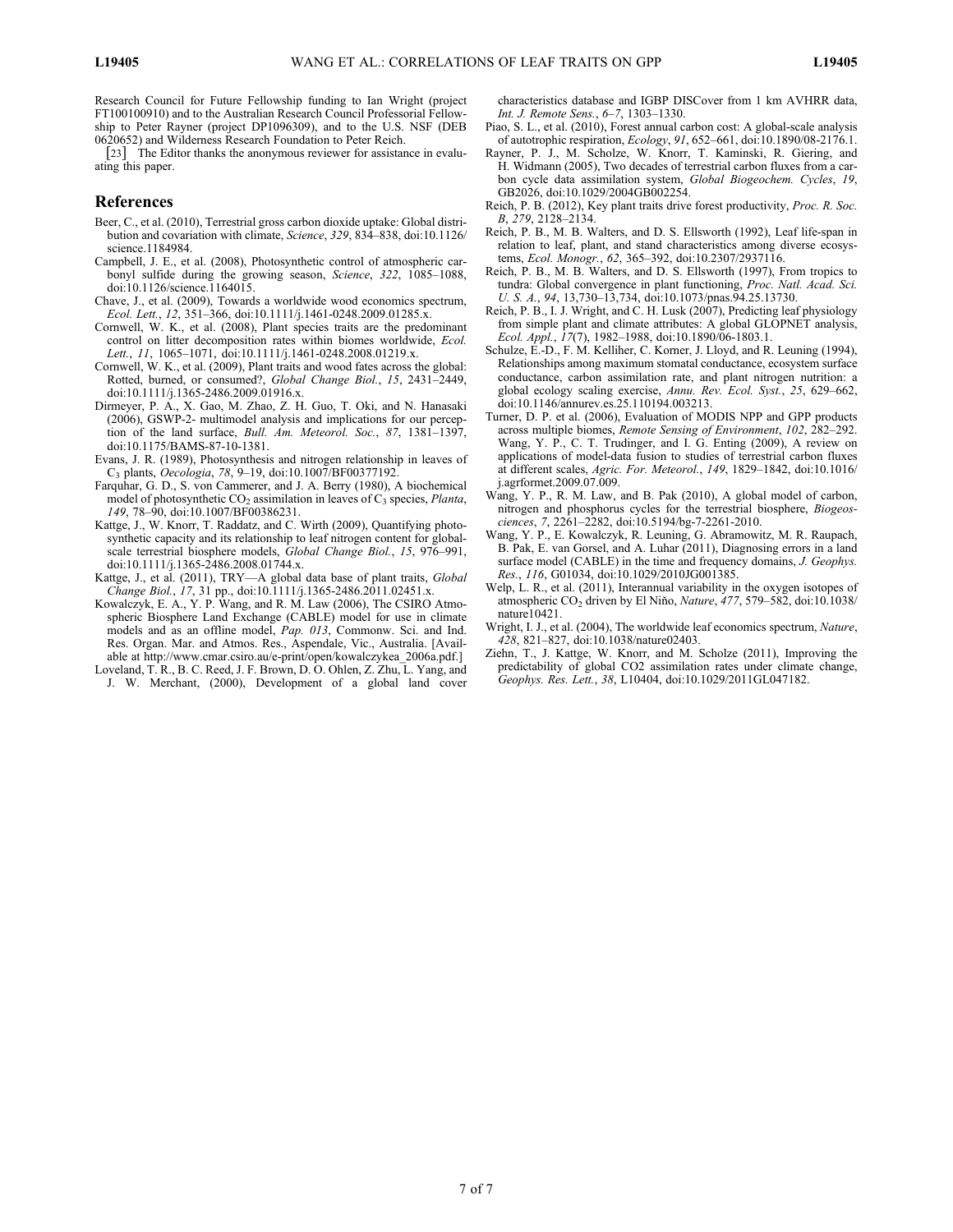Research Council for Future Fellowship funding to Ian Wright (project FT100100910) and to the Australian Research Council Professorial Fellowship to Peter Rayner (project DP1096309), and to the U.S. NSF (DEB 0620652) and Wilderness Research Foundation to Peter Reich.

[23] The Editor thanks the anonymous reviewer for assistance in evaluating this paper.

## References

Beer, C., et al. (2010), Terrestrial gross carbon dioxide uptake: Global distribution and covariation with climate, *Science*, *329*, 834–838, doi:10.1126/science.1184984.

Campbell, J. E., et al. (2008), Photosynthetic control of atmospheric carbonyl sulfide during the growing season, *Science*, *322*, 1085–1088, doi:10.1126/science.1164015.

Chave, J., et al. (2009), Towards a worldwide wood economics spectrum, *Ecol. Lett.*, *12*, 351–366, doi:10.1111/j.1461-0248.2009.01285.x.

Cornwell, W. K., et al. (2008), Plant species traits are the predominant control on litter decomposition rates within biomes worldwide, *Ecol. Lett.*, *11*, 1065–1071, doi:10.1111/j.1461-0248.2008.01219.x.

Cornwell, W. K., et al. (2009), Plant traits and wood fates across the global: Rotted, burned, or consumed?, *Global Change Biol.*, *15*, 2431–2449, doi:10.1111/j.1365-2486.2009.01916.x.

Dirmeyer, P. A., X. Gao, M. Zhao, Z. H. Guo, T. Oki, and N. Hanasaki (2006), GSWP-2- multimodel analysis and implications for our perception of the land surface, *Bull. Am. Meteorol. Soc.*, *87*, 1381–1397, doi:10.1175/BAMS-87-10-1381.

Evans, J. R. (1989), Photosynthesis and nitrogen relationship in leaves of $C_3$ plants, *Oecologia*, *78*, 9–19, doi:10.1007/BF00377192.

Farquhar, G. D., S. von Cammerer, and J. A. Berry (1980), A biochemical model of photosynthetic $CO_2$ assimilation in leaves of $C_3$ species, *Planta*, *149*, 78–90, doi:10.1007/BF00386231.

Kattge, J., W. Knorr, T. Raddatz, and C. Wirth (2009), Quantifying photosynthetic capacity and its relationship to leaf nitrogen content for global-scale terrestrial biosphere models, *Global Change Biol.*, *15*, 976–991, doi:10.1111/j.1365-2486.2008.01744.x.

Kattge, J., et al. (2011), TRY—A global data base of plant traits, *Global Change Biol.*, *17*, 31 pp., doi:10.1111/j.1365-2486.2011.02451.x.

Kowalczyk, E. A., Y. P. Wang, and R. M. Law (2006), The CSIRO Atmospheric Biosphere Land Exchange (CABLE) model for use in climate models and as an offline model, *Pap. 013*, Commonw. Sci. and Ind. Res. Organ. Mar. and Atmos. Res., Aspendale, Vic., Australia. [Available at http://www.cmar.csiro.au/e-print/open/kowalczykea_2006a.pdf.]

Loveland, T. R., B. C. Reed, J. F. Brown, D. O. Ohlen, Z. Zhu, L. Yang, and J. W. Merchant, (2000), Development of a global land cover characteristics database and IGBP DISCover from 1 km AVHRR data, *Int. J. Remote Sens.*, *6–7*, 1303–1330.

Piao, S. L., et al. (2010), Forest annual carbon cost: A global-scale analysis of autotrophic respiration, *Ecology*, *91*, 652–661, doi:10.1890/08-2176.1.

Rayner, P. J., M. Scholze, W. Knorr, T. Kaminski, R. Giering, and H. Widmann (2005), Two decades of terrestrial carbon fluxes from a carbon cycle data assimilation system, *Global Biogeochem. Cycles*, *19*, GB2026, doi:10.1029/2004GB002254.

Reich, P. B. (2012), Key plant traits drive forest productivity, *Proc. R. Soc. B*, *279*, 2128–2134.

Reich, P. B., M. B. Walters, and D. S. Ellsworth (1992), Leaf life-span in relation to leaf, plant, and stand characteristics among diverse ecosystems, *Ecol. Monogr.*, *62*, 365–392, doi:10.2307/2937116.

Reich, P. B., M. B. Walters, and D. S. Ellsworth (1997), From tropics to tundra: Global convergence in plant functioning, *Proc. Natl. Acad. Sci. U. S. A.*, *94*, 13,730–13,734, doi:10.1073/pnas.94.25.13730.

Reich, P. B., I. J. Wright, and C. H. Lusk (2007), Predicting leaf physiology from simple plant and climate attributes: A global GLOPNET analysis, *Ecol. Appl.*, *17*(7), 1982–1988, doi:10.1890/06-1803.1.

Schulze, E.-D., F. M. Kelliher, C. Korner, J. Lloyd, and R. Leuning (1994), Relationships among maximum stomatal conductance, ecosystem surface conductance, carbon assimilation rate, and plant nitrogen nutrition: a global ecology scaling exercise, *Annu. Rev. Ecol. Syst.*, *25*, 629–662, doi:10.1146/annurev.es.25.110194.003213.

Turner, D. P. et al. (2006), Evaluation of MODIS NPP and GPP products across multiple biomes, *Remote Sensing of Environment*, *102*, 282–292.

Wang, Y. P., C. T. Trudinger, and I. G. Enting (2009), A review on applications of model-data fusion to studies of terrestrial carbon fluxes at different scales, *Agric. For. Meteorol.*, *149*, 1829–1842, doi:10.1016/j.agrformet.2009.07.009.

Wang, Y. P., R. M. Law, and B. Pak (2010), A global model of carbon, nitrogen and phosphorus cycles for the terrestrial biosphere, *Biogeosciences*, *7*, 2261–2282, doi:10.5194/bg-7-2261-2010.

Wang, Y. P., E. Kowalczyk, R. Leuning, G. Abramowitz, M. R. Raupach, B. Pak, E. van Gorsel, and A. Luhar (2011), Diagnosing errors in a land surface model (CABLE) in the time and frequency domains, *J. Geophys. Res.*, *116*, G01034, doi:10.1029/2010JG001385.

Welp, L. R., et al. (2011), Interannual variability in the oxygen isotopes of atmospheric $CO_2$ driven by El Niño, *Nature*, *477*, 579–582, doi:10.1038/nature10421.

Wright, I. J., et al. (2004), The worldwide leaf economics spectrum, *Nature*, *428*, 821–827, doi:10.1038/nature02403.

Ziehn, T., J. Kattge, W. Knorr, and M. Scholze (2011), Improving the predictability of global CO2 assimilation rates under climate change, *Geophys. Res. Lett.*, *38*, L10404, doi:10.1029/2011GL047182.